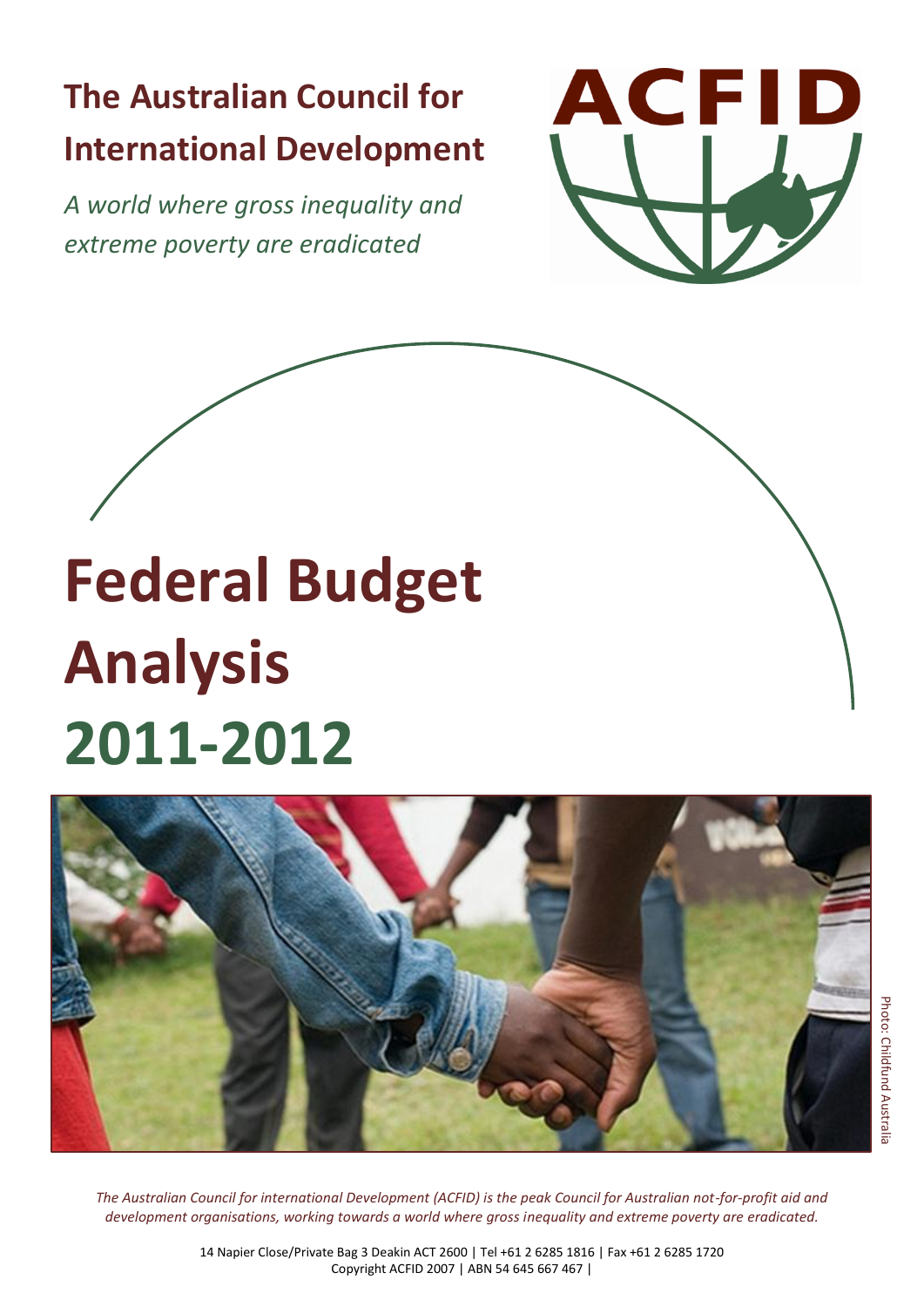**The Australian Council for International Development**

*A world where gross inequality and extreme poverty are eradicated*

ACFID

# Federal Budget Analysis 2011-2012

Photo: Childfund Australia

*The Australian Council for international Development (ACFID) is the peak Council for Australian not-for-profit aid and development organisations, working towards a world where gross inequality and extreme poverty are eradicated.*

14 Napier Close/Private Bag 3 Deakin ACT 2600 | Tel +61 2 6285 1816 | Fax +61 2 6285 1720
Copyright ACFID 2007 | ABN 54 645 667 467 |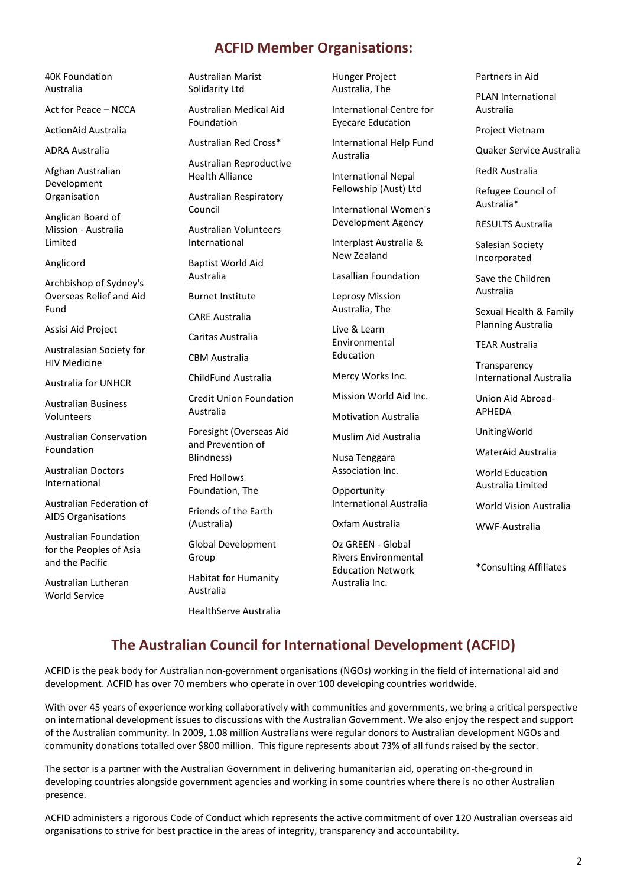## ACFID Member Organisations:

40K Foundation Australia

Act for Peace – NCCA

ActionAid Australia

ADRA Australia

Afghan Australian Development Organisation

Anglican Board of Mission - Australia Limited

Anglicord

Archbishop of Sydney's Overseas Relief and Aid Fund

Assisi Aid Project

Australasian Society for HIV Medicine

Australia for UNHCR

Australian Business Volunteers

Australian Conservation Foundation

Australian Doctors International

Australian Federation of AIDS Organisations

Australian Foundation for the Peoples of Asia and the Pacific

Australian Lutheran World Service

Australian Marist Solidarity Ltd

Australian Medical Aid Foundation

Australian Red Cross*

Australian Reproductive Health Alliance

Australian Respiratory Council

Australian Volunteers International

Baptist World Aid Australia

Burnet Institute

CARE Australia

Caritas Australia

CBM Australia

ChildFund Australia

Credit Union Foundation Australia

Foresight (Overseas Aid and Prevention of Blindness)

Fred Hollows Foundation, The

Friends of the Earth (Australia)

Global Development Group

Habitat for Humanity Australia

HealthServe Australia

Hunger Project Australia, The

International Centre for Eyecare Education

International Help Fund Australia

International Nepal Fellowship (Aust) Ltd

International Women's Development Agency

Interplast Australia & New Zealand

Lasallian Foundation

Leprosy Mission Australia, The

Live & Learn Environmental Education

Mercy Works Inc.

Mission World Aid Inc.

Motivation Australia

Muslim Aid Australia

Nusa Tenggara Association Inc.

Opportunity International Australia

Oxfam Australia

Oz GREEN - Global Rivers Environmental Education Network Australia Inc.

Partners in Aid

PLAN International Australia

Project Vietnam

Quaker Service Australia

RedR Australia

Refugee Council of Australia*

RESULTS Australia

Salesian Society Incorporated

Save the Children Australia

Sexual Health & Family Planning Australia

TEAR Australia

Transparency International Australia

Union Aid Abroad-APHEDA

UnitingWorld

WaterAid Australia

World Education Australia Limited

World Vision Australia

WWF-Australia

*Consulting Affiliates

## The Australian Council for International Development (ACFID)

ACFID is the peak body for Australian non-government organisations (NGOs) working in the field of international aid and development. ACFID has over 70 members who operate in over 100 developing countries worldwide.

With over 45 years of experience working collaboratively with communities and governments, we bring a critical perspective on international development issues to discussions with the Australian Government. We also enjoy the respect and support of the Australian community. In 2009, 1.08 million Australians were regular donors to Australian development NGOs and community donations totalled over $800 million. This figure represents about 73% of all funds raised by the sector.

The sector is a partner with the Australian Government in delivering humanitarian aid, operating on-the-ground in developing countries alongside government agencies and working in some countries where there is no other Australian presence.

ACFID administers a rigorous Code of Conduct which represents the active commitment of over 120 Australian overseas aid organisations to strive for best practice in the areas of integrity, transparency and accountability.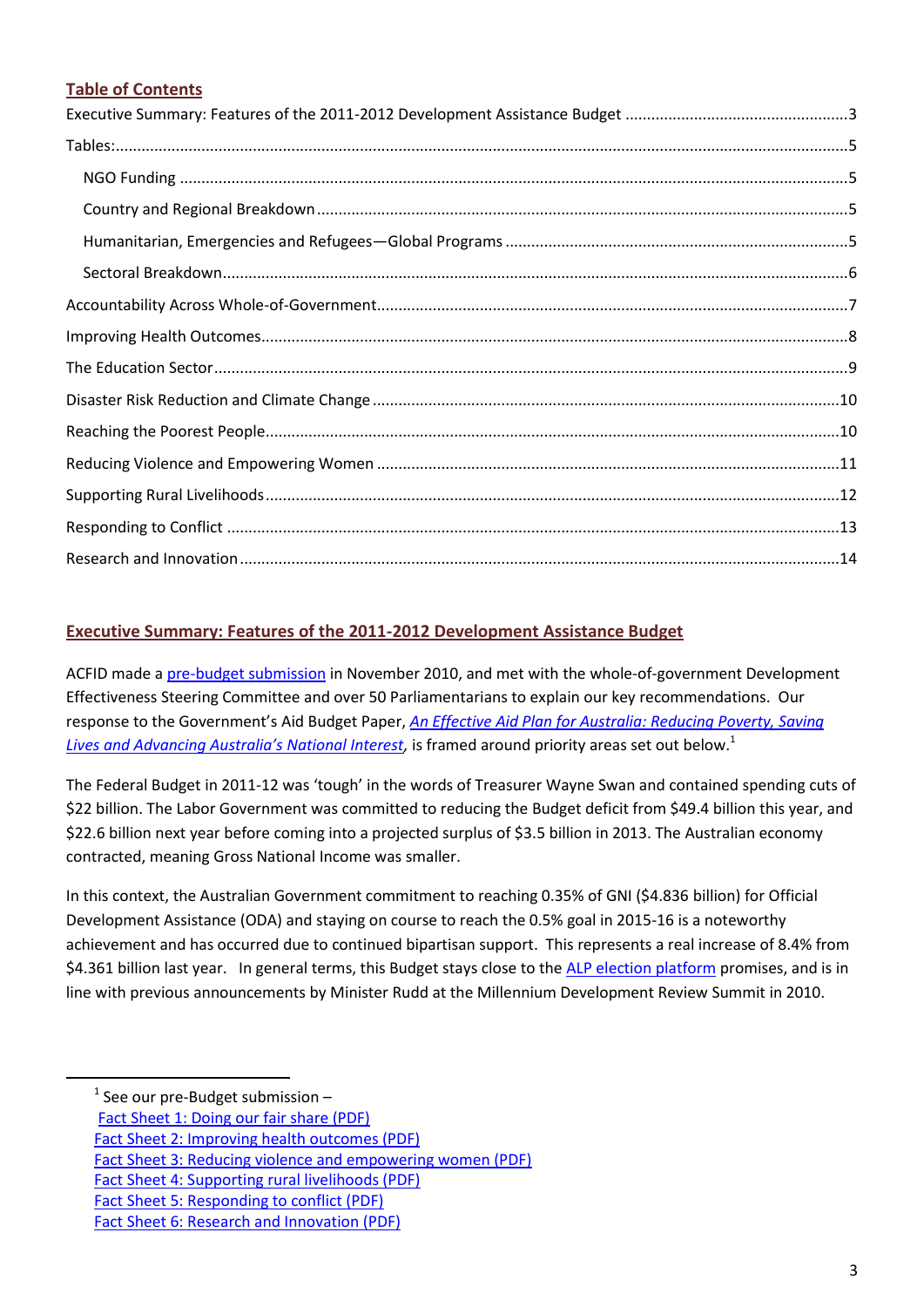## Table of Contents

Executive Summary: Features of the 2011-2012 Development Assistance Budget ....3

Tables: ....5

- NGO Funding ....5
- Country and Regional Breakdown ....5
- Humanitarian, Emergencies and Refugees—Global Programs ....5
- Sectoral Breakdown ....6

Accountability Across Whole-of-Government ....7

Improving Health Outcomes ....8

The Education Sector ....9

Disaster Risk Reduction and Climate Change ....10

Reaching the Poorest People ....10

Reducing Violence and Empowering Women ....11

Supporting Rural Livelihoods ....12

Responding to Conflict ....13

Research and Innovation ....14

## Executive Summary: Features of the 2011-2012 Development Assistance Budget

ACFID made a pre-budget submission in November 2010, and met with the whole-of-government Development Effectiveness Steering Committee and over 50 Parliamentarians to explain our key recommendations. Our response to the Government's Aid Budget Paper, *An Effective Aid Plan for Australia: Reducing Poverty, Saving Lives and Advancing Australia's National Interest,* is framed around priority areas set out below.[1]

The Federal Budget in 2011-12 was 'tough' in the words of Treasurer Wayne Swan and contained spending cuts of $22 billion. The Labor Government was committed to reducing the Budget deficit from $49.4 billion this year, and $22.6 billion next year before coming into a projected surplus of $3.5 billion in 2013. The Australian economy contracted, meaning Gross National Income was smaller.

In this context, the Australian Government commitment to reaching 0.35% of GNI ($4.836 billion) for Official Development Assistance (ODA) and staying on course to reach the 0.5% goal in 2015-16 is a noteworthy achievement and has occurred due to continued bipartisan support. This represents a real increase of 8.4% from $4.361 billion last year. In general terms, this Budget stays close to the ALP election platform promises, and is in line with previous announcements by Minister Rudd at the Millennium Development Review Summit in 2010.

---

[1] See our pre-Budget submission –
Fact Sheet 1: Doing our fair share (PDF)
Fact Sheet 2: Improving health outcomes (PDF)
Fact Sheet 3: Reducing violence and empowering women (PDF)
Fact Sheet 4: Supporting rural livelihoods (PDF)
Fact Sheet 5: Responding to conflict (PDF)
Fact Sheet 6: Research and Innovation (PDF)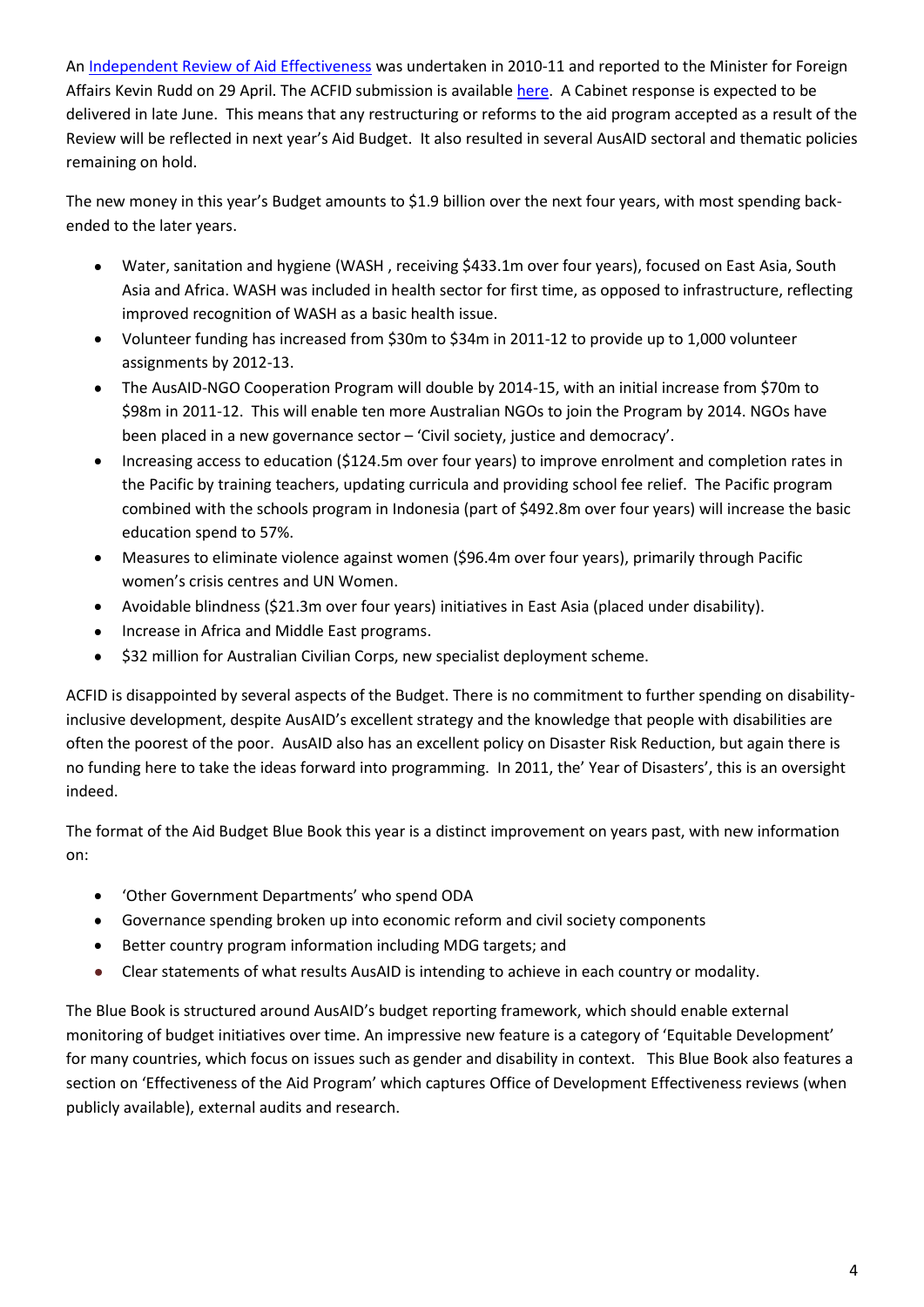An Independent Review of Aid Effectiveness was undertaken in 2010-11 and reported to the Minister for Foreign Affairs Kevin Rudd on 29 April. The ACFID submission is available here. A Cabinet response is expected to be delivered in late June. This means that any restructuring or reforms to the aid program accepted as a result of the Review will be reflected in next year's Aid Budget. It also resulted in several AusAID sectoral and thematic policies remaining on hold.

The new money in this year's Budget amounts to $1.9 billion over the next four years, with most spending back-ended to the later years.

- Water, sanitation and hygiene (WASH , receiving $433.1m over four years), focused on East Asia, South Asia and Africa. WASH was included in health sector for first time, as opposed to infrastructure, reflecting improved recognition of WASH as a basic health issue.
- Volunteer funding has increased from $30m to $34m in 2011-12 to provide up to 1,000 volunteer assignments by 2012-13.
- The AusAID-NGO Cooperation Program will double by 2014-15, with an initial increase from $70m to $98m in 2011-12. This will enable ten more Australian NGOs to join the Program by 2014. NGOs have been placed in a new governance sector – 'Civil society, justice and democracy'.
- Increasing access to education ($124.5m over four years) to improve enrolment and completion rates in the Pacific by training teachers, updating curricula and providing school fee relief. The Pacific program combined with the schools program in Indonesia (part of $492.8m over four years) will increase the basic education spend to 57%.
- Measures to eliminate violence against women ($96.4m over four years), primarily through Pacific women's crisis centres and UN Women.
- Avoidable blindness ($21.3m over four years) initiatives in East Asia (placed under disability).
- Increase in Africa and Middle East programs.
- $32 million for Australian Civilian Corps, new specialist deployment scheme.

ACFID is disappointed by several aspects of the Budget. There is no commitment to further spending on disability-inclusive development, despite AusAID's excellent strategy and the knowledge that people with disabilities are often the poorest of the poor. AusAID also has an excellent policy on Disaster Risk Reduction, but again there is no funding here to take the ideas forward into programming. In 2011, the' Year of Disasters', this is an oversight indeed.

The format of the Aid Budget Blue Book this year is a distinct improvement on years past, with new information on:

- 'Other Government Departments' who spend ODA
- Governance spending broken up into economic reform and civil society components
- Better country program information including MDG targets; and
- Clear statements of what results AusAID is intending to achieve in each country or modality.

The Blue Book is structured around AusAID's budget reporting framework, which should enable external monitoring of budget initiatives over time. An impressive new feature is a category of 'Equitable Development' for many countries, which focus on issues such as gender and disability in context. This Blue Book also features a section on 'Effectiveness of the Aid Program' which captures Office of Development Effectiveness reviews (when publicly available), external audits and research.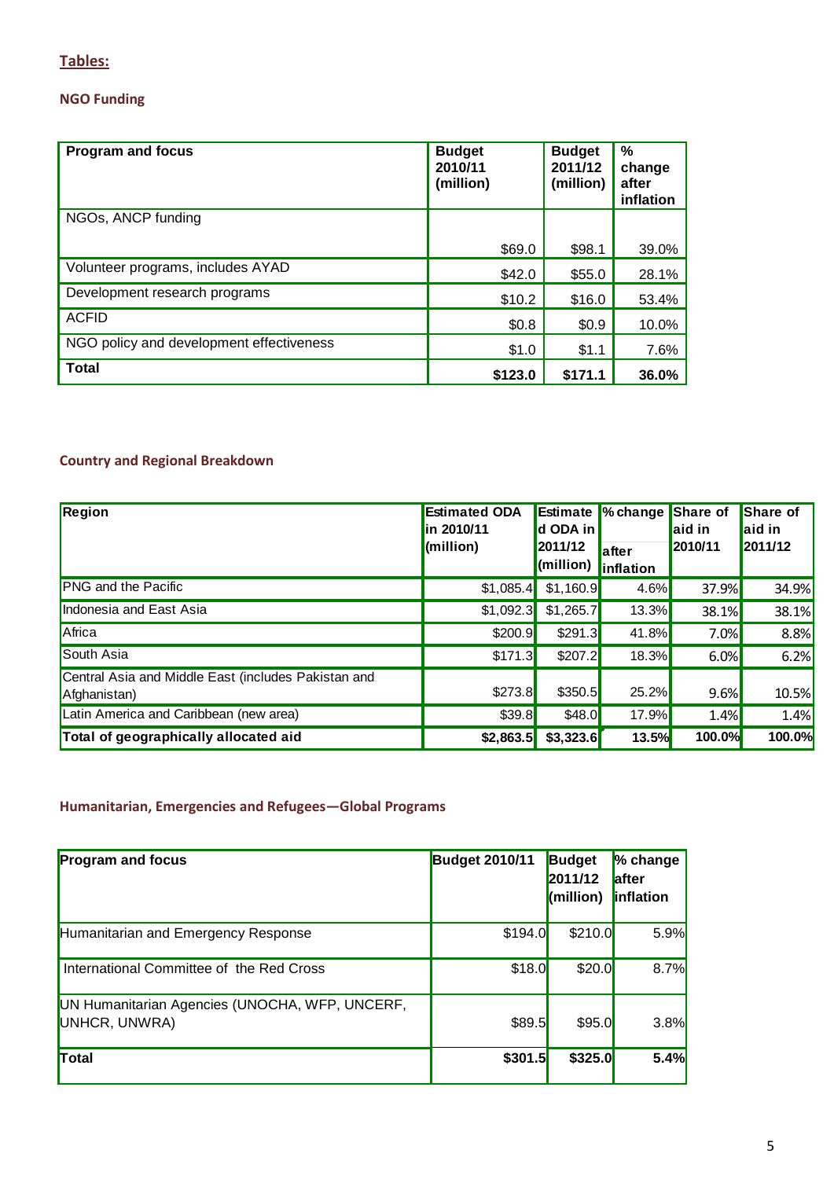## Tables:

### NGO Funding

| Program and focus | Budget 2010/11 (million) | Budget 2011/12 (million) | % change after inflation |
|---|---|---|---|
| NGOs, ANCP funding | $69.0 | $98.1 | 39.0% |
| Volunteer programs, includes AYAD | $42.0 | $55.0 | 28.1% |
| Development research programs | $10.2 | $16.0 | 53.4% |
| ACFID | $0.8 | $0.9 | 10.0% |
| NGO policy and development effectiveness | $1.0 | $1.1 | 7.6% |
| **Total** | **$123.0** | **$171.1** | **36.0%** |

### Country and Regional Breakdown

| Region | Estimated ODA in 2010/11 (million) | Estimated ODA in 2011/12 (million) | % change after inflation | Share of aid in 2010/11 | Share of aid in 2011/12 |
|---|---|---|---|---|---|
| PNG and the Pacific | $1,085.4 | $1,160.9 | 4.6% | 37.9% | 34.9% |
| Indonesia and East Asia | $1,092.3 | $1,265.7 | 13.3% | 38.1% | 38.1% |
| Africa | $200.9 | $291.3 | 41.8% | 7.0% | 8.8% |
| South Asia | $171.3 | $207.2 | 18.3% | 6.0% | 6.2% |
| Central Asia and Middle East (includes Pakistan and Afghanistan) | $273.8 | $350.5 | 25.2% | 9.6% | 10.5% |
| Latin America and Caribbean (new area) | $39.8 | $48.0 | 17.9% | 1.4% | 1.4% |
| **Total of geographically allocated aid** | **$2,863.5** | **$3,323.6** | **13.5%** | **100.0%** | **100.0%** |

### Humanitarian, Emergencies and Refugees—Global Programs

| Program and focus | Budget 2010/11 | Budget 2011/12 (million) | % change after inflation |
|---|---|---|---|
| Humanitarian and Emergency Response | $194.0 | $210.0 | 5.9% |
| International Committee of the Red Cross | $18.0 | $20.0 | 8.7% |
| UN Humanitarian Agencies (UNOCHA, WFP, UNCERF, UNHCR, UNWRA) | $89.5 | $95.0 | 3.8% |
| **Total** | **$301.5** | **$325.0** | **5.4%** |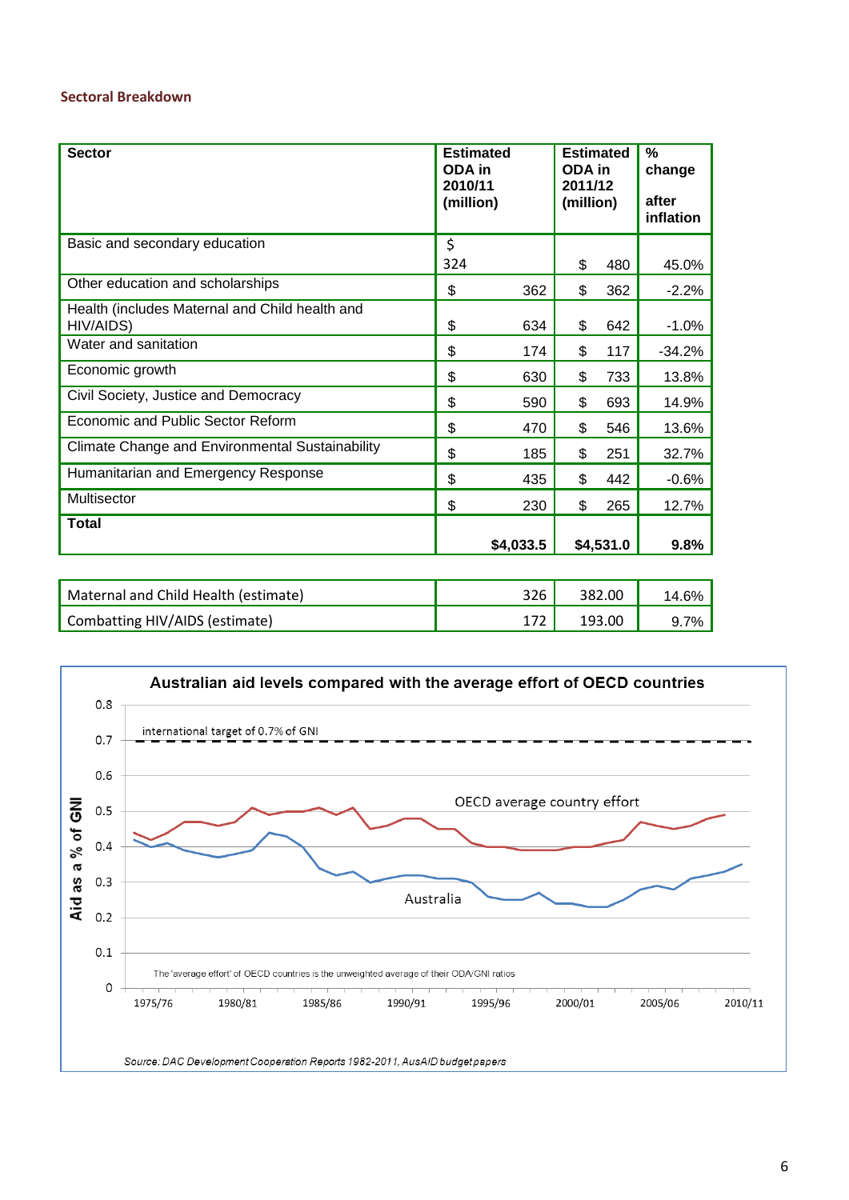### Sectoral Breakdown

| Sector | Estimated ODA in 2010/11 (million) | Estimated ODA in 2011/12 (million) | % change after inflation |
|---|---|---|---|
| Basic and secondary education | $ 324 | $ 480 | 45.0% |
| Other education and scholarships | $ 362 | $ 362 | -2.2% |
| Health (includes Maternal and Child health and HIV/AIDS) | $ 634 | $ 642 | -1.0% |
| Water and sanitation | $ 174 | $ 117 | -34.2% |
| Economic growth | $ 630 | $ 733 | 13.8% |
| Civil Society, Justice and Democracy | $ 590 | $ 693 | 14.9% |
| Economic and Public Sector Reform | $ 470 | $ 546 | 13.6% |
| Climate Change and Environmental Sustainability | $ 185 | $ 251 | 32.7% |
| Humanitarian and Emergency Response | $ 435 | $ 442 | -0.6% |
| Multisector | $ 230 | $ 265 | 12.7% |
| **Total** | **$4,033.5** | **$4,531.0** | **9.8%** |

| | | | |
|---|---|---|---|
| Maternal and Child Health (estimate) | 326 | 382.00 | 14.6% |
| Combatting HIV/AIDS (estimate) | 172 | 193.00 | 9.7% |

**Australian aid levels compared with the average effort of OECD countries**

The 'average effort' of OECD countries is the unweighted average of their ODA/GNI ratios

*Source: DAC Development Cooperation Reports 1982-2011, AusAID budget papers*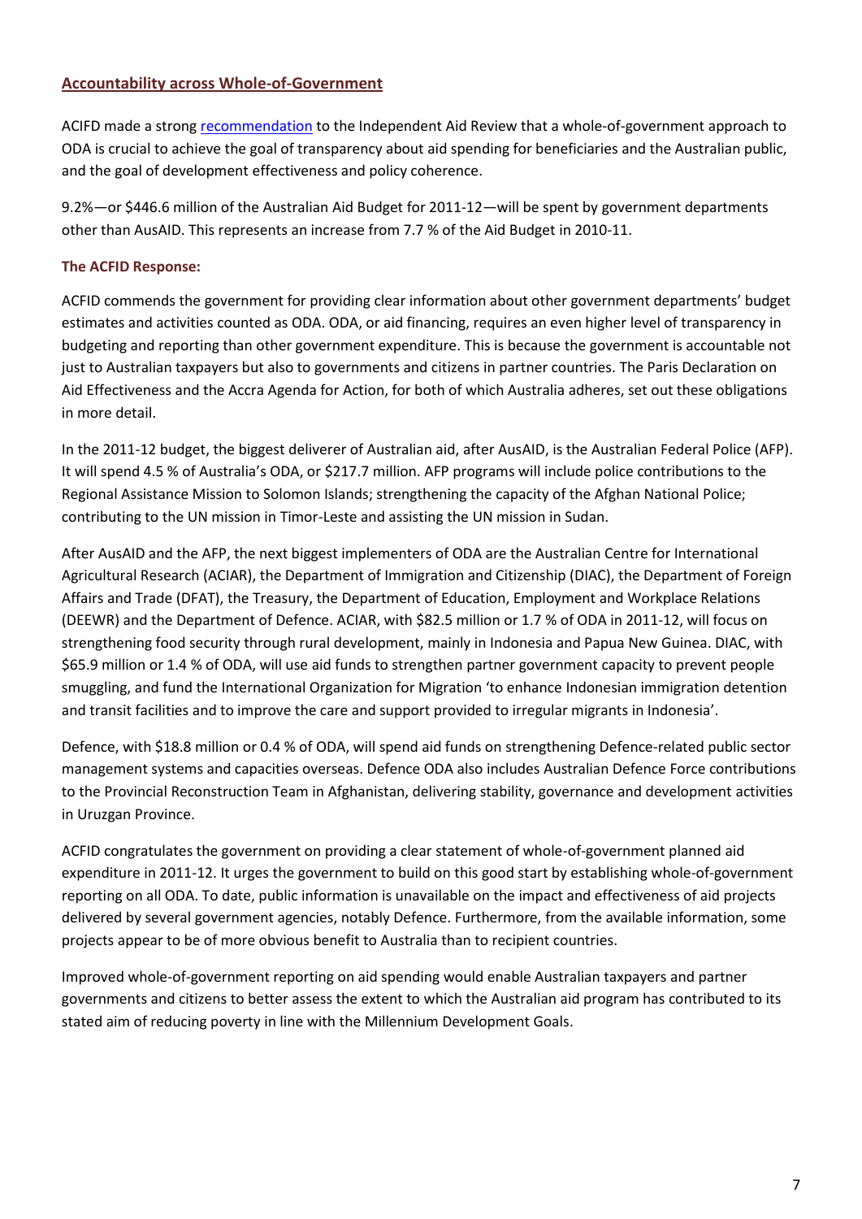## Accountability across Whole-of-Government

ACIFD made a strong [recommendation] to the Independent Aid Review that a whole-of-government approach to ODA is crucial to achieve the goal of transparency about aid spending for beneficiaries and the Australian public, and the goal of development effectiveness and policy coherence.

9.2%—or $446.6 million of the Australian Aid Budget for 2011-12—will be spent by government departments other than AusAID. This represents an increase from 7.7 % of the Aid Budget in 2010-11.

### The ACFID Response:

ACFID commends the government for providing clear information about other government departments' budget estimates and activities counted as ODA. ODA, or aid financing, requires an even higher level of transparency in budgeting and reporting than other government expenditure. This is because the government is accountable not just to Australian taxpayers but also to governments and citizens in partner countries. The Paris Declaration on Aid Effectiveness and the Accra Agenda for Action, for both of which Australia adheres, set out these obligations in more detail.

In the 2011-12 budget, the biggest deliverer of Australian aid, after AusAID, is the Australian Federal Police (AFP). It will spend 4.5 % of Australia's ODA, or $217.7 million. AFP programs will include police contributions to the Regional Assistance Mission to Solomon Islands; strengthening the capacity of the Afghan National Police; contributing to the UN mission in Timor-Leste and assisting the UN mission in Sudan.

After AusAID and the AFP, the next biggest implementers of ODA are the Australian Centre for International Agricultural Research (ACIAR), the Department of Immigration and Citizenship (DIAC), the Department of Foreign Affairs and Trade (DFAT), the Treasury, the Department of Education, Employment and Workplace Relations (DEEWR) and the Department of Defence. ACIAR, with $82.5 million or 1.7 % of ODA in 2011-12, will focus on strengthening food security through rural development, mainly in Indonesia and Papua New Guinea. DIAC, with $65.9 million or 1.4 % of ODA, will use aid funds to strengthen partner government capacity to prevent people smuggling, and fund the International Organization for Migration 'to enhance Indonesian immigration detention and transit facilities and to improve the care and support provided to irregular migrants in Indonesia'.

Defence, with $18.8 million or 0.4 % of ODA, will spend aid funds on strengthening Defence-related public sector management systems and capacities overseas. Defence ODA also includes Australian Defence Force contributions to the Provincial Reconstruction Team in Afghanistan, delivering stability, governance and development activities in Uruzgan Province.

ACFID congratulates the government on providing a clear statement of whole-of-government planned aid expenditure in 2011-12. It urges the government to build on this good start by establishing whole-of-government reporting on all ODA. To date, public information is unavailable on the impact and effectiveness of aid projects delivered by several government agencies, notably Defence. Furthermore, from the available information, some projects appear to be of more obvious benefit to Australia than to recipient countries.

Improved whole-of-government reporting on aid spending would enable Australian taxpayers and partner governments and citizens to better assess the extent to which the Australian aid program has contributed to its stated aim of reducing poverty in line with the Millennium Development Goals.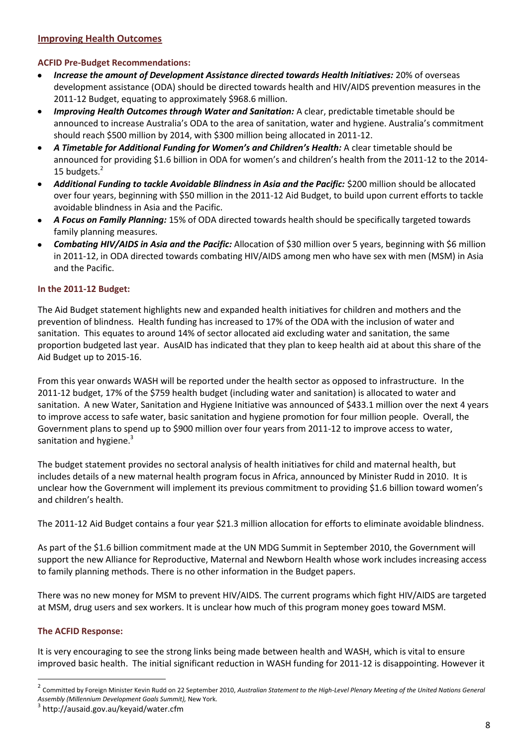## Improving Health Outcomes

### ACFID Pre-Budget Recommendations:

- ***Increase the amount of Development Assistance directed towards Health Initiatives:*** 20% of overseas development assistance (ODA) should be directed towards health and HIV/AIDS prevention measures in the 2011-12 Budget, equating to approximately $968.6 million.
- ***Improving Health Outcomes through Water and Sanitation:*** A clear, predictable timetable should be announced to increase Australia's ODA to the area of sanitation, water and hygiene. Australia's commitment should reach $500 million by 2014, with $300 million being allocated in 2011-12.
- ***A Timetable for Additional Funding for Women's and Children's Health:*** A clear timetable should be announced for providing $1.6 billion in ODA for women's and children's health from the 2011-12 to the 2014-15 budgets.[2]
- ***Additional Funding to tackle Avoidable Blindness in Asia and the Pacific:*** $200 million should be allocated over four years, beginning with $50 million in the 2011-12 Aid Budget, to build upon current efforts to tackle avoidable blindness in Asia and the Pacific.
- ***A Focus on Family Planning:*** 15% of ODA directed towards health should be specifically targeted towards family planning measures.
- ***Combating HIV/AIDS in Asia and the Pacific:*** Allocation of $30 million over 5 years, beginning with $6 million in 2011-12, in ODA directed towards combating HIV/AIDS among men who have sex with men (MSM) in Asia and the Pacific.

### In the 2011-12 Budget:

The Aid Budget statement highlights new and expanded health initiatives for children and mothers and the prevention of blindness. Health funding has increased to 17% of the ODA with the inclusion of water and sanitation. This equates to around 14% of sector allocated aid excluding water and sanitation, the same proportion budgeted last year. AusAID has indicated that they plan to keep health aid at about this share of the Aid Budget up to 2015-16.

From this year onwards WASH will be reported under the health sector as opposed to infrastructure. In the 2011-12 budget, 17% of the $759 health budget (including water and sanitation) is allocated to water and sanitation. A new Water, Sanitation and Hygiene Initiative was announced of $433.1 million over the next 4 years to improve access to safe water, basic sanitation and hygiene promotion for four million people. Overall, the Government plans to spend up to $900 million over four years from 2011-12 to improve access to water, sanitation and hygiene.[3]

The budget statement provides no sectoral analysis of health initiatives for child and maternal health, but includes details of a new maternal health program focus in Africa, announced by Minister Rudd in 2010. It is unclear how the Government will implement its previous commitment to providing $1.6 billion toward women's and children's health.

The 2011-12 Aid Budget contains a four year $21.3 million allocation for efforts to eliminate avoidable blindness.

As part of the $1.6 billion commitment made at the UN MDG Summit in September 2010, the Government will support the new Alliance for Reproductive, Maternal and Newborn Health whose work includes increasing access to family planning methods. There is no other information in the Budget papers.

There was no new money for MSM to prevent HIV/AIDS. The current programs which fight HIV/AIDS are targeted at MSM, drug users and sex workers. It is unclear how much of this program money goes toward MSM.

### The ACFID Response:

It is very encouraging to see the strong links being made between health and WASH, which is vital to ensure improved basic health. The initial significant reduction in WASH funding for 2011-12 is disappointing. However it

---

[2] Committed by Foreign Minister Kevin Rudd on 22 September 2010, *Australian Statement to the High-Level Plenary Meeting of the United Nations General Assembly (Millennium Development Goals Summit),* New York.

[3] http://ausaid.gov.au/keyaid/water.cfm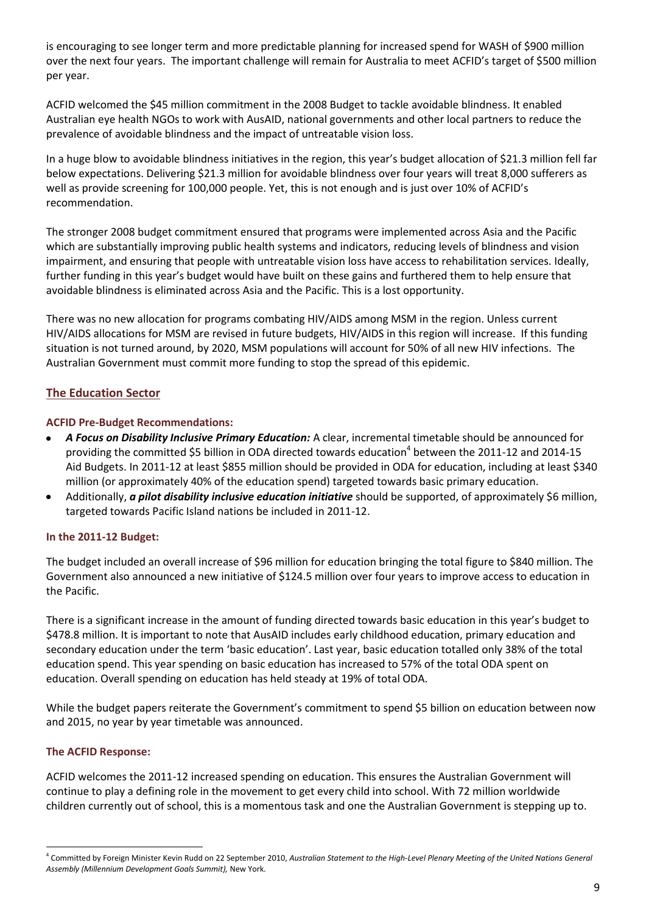is encouraging to see longer term and more predictable planning for increased spend for WASH of $900 million over the next four years. The important challenge will remain for Australia to meet ACFID's target of $500 million per year.

ACFID welcomed the $45 million commitment in the 2008 Budget to tackle avoidable blindness. It enabled Australian eye health NGOs to work with AusAID, national governments and other local partners to reduce the prevalence of avoidable blindness and the impact of untreatable vision loss.

In a huge blow to avoidable blindness initiatives in the region, this year's budget allocation of $21.3 million fell far below expectations. Delivering $21.3 million for avoidable blindness over four years will treat 8,000 sufferers as well as provide screening for 100,000 people. Yet, this is not enough and is just over 10% of ACFID's recommendation.

The stronger 2008 budget commitment ensured that programs were implemented across Asia and the Pacific which are substantially improving public health systems and indicators, reducing levels of blindness and vision impairment, and ensuring that people with untreatable vision loss have access to rehabilitation services. Ideally, further funding in this year's budget would have built on these gains and furthered them to help ensure that avoidable blindness is eliminated across Asia and the Pacific. This is a lost opportunity.

There was no new allocation for programs combating HIV/AIDS among MSM in the region. Unless current HIV/AIDS allocations for MSM are revised in future budgets, HIV/AIDS in this region will increase. If this funding situation is not turned around, by 2020, MSM populations will account for 50% of all new HIV infections. The Australian Government must commit more funding to stop the spread of this epidemic.

## The Education Sector

### ACFID Pre-Budget Recommendations:

- ***A Focus on Disability Inclusive Primary Education:*** A clear, incremental timetable should be announced for providing the committed $5 billion in ODA directed towards education[4] between the 2011-12 and 2014-15 Aid Budgets. In 2011-12 at least $855 million should be provided in ODA for education, including at least $340 million (or approximately 40% of the education spend) targeted towards basic primary education.
- Additionally, ***a pilot disability inclusive education initiative*** should be supported, of approximately $6 million, targeted towards Pacific Island nations be included in 2011-12.

### In the 2011-12 Budget:

The budget included an overall increase of $96 million for education bringing the total figure to $840 million. The Government also announced a new initiative of $124.5 million over four years to improve access to education in the Pacific.

There is a significant increase in the amount of funding directed towards basic education in this year's budget to $478.8 million. It is important to note that AusAID includes early childhood education, primary education and secondary education under the term 'basic education'. Last year, basic education totalled only 38% of the total education spend. This year spending on basic education has increased to 57% of the total ODA spent on education. Overall spending on education has held steady at 19% of total ODA.

While the budget papers reiterate the Government's commitment to spend $5 billion on education between now and 2015, no year by year timetable was announced.

### The ACFID Response:

ACFID welcomes the 2011-12 increased spending on education. This ensures the Australian Government will continue to play a defining role in the movement to get every child into school. With 72 million worldwide children currently out of school, this is a momentous task and one the Australian Government is stepping up to.

---

[4] Committed by Foreign Minister Kevin Rudd on 22 September 2010, *Australian Statement to the High-Level Plenary Meeting of the United Nations General Assembly (Millennium Development Goals Summit),* New York.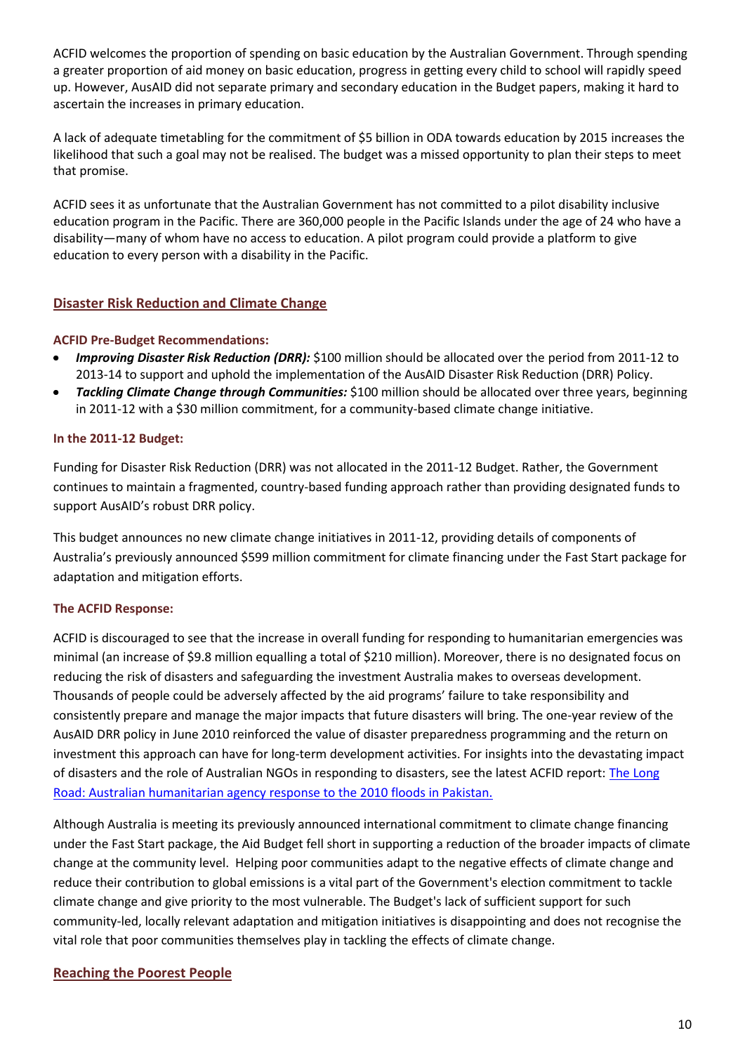ACFID welcomes the proportion of spending on basic education by the Australian Government. Through spending a greater proportion of aid money on basic education, progress in getting every child to school will rapidly speed up. However, AusAID did not separate primary and secondary education in the Budget papers, making it hard to ascertain the increases in primary education.

A lack of adequate timetabling for the commitment of $5 billion in ODA towards education by 2015 increases the likelihood that such a goal may not be realised. The budget was a missed opportunity to plan their steps to meet that promise.

ACFID sees it as unfortunate that the Australian Government has not committed to a pilot disability inclusive education program in the Pacific. There are 360,000 people in the Pacific Islands under the age of 24 who have a disability—many of whom have no access to education. A pilot program could provide a platform to give education to every person with a disability in the Pacific.

## Disaster Risk Reduction and Climate Change

### ACFID Pre-Budget Recommendations:

- ***Improving Disaster Risk Reduction (DRR):*** $100 million should be allocated over the period from 2011-12 to 2013-14 to support and uphold the implementation of the AusAID Disaster Risk Reduction (DRR) Policy.
- ***Tackling Climate Change through Communities:*** $100 million should be allocated over three years, beginning in 2011-12 with a $30 million commitment, for a community-based climate change initiative.

### In the 2011-12 Budget:

Funding for Disaster Risk Reduction (DRR) was not allocated in the 2011-12 Budget. Rather, the Government continues to maintain a fragmented, country-based funding approach rather than providing designated funds to support AusAID's robust DRR policy.

This budget announces no new climate change initiatives in 2011-12, providing details of components of Australia's previously announced $599 million commitment for climate financing under the Fast Start package for adaptation and mitigation efforts.

### The ACFID Response:

ACFID is discouraged to see that the increase in overall funding for responding to humanitarian emergencies was minimal (an increase of $9.8 million equalling a total of $210 million). Moreover, there is no designated focus on reducing the risk of disasters and safeguarding the investment Australia makes to overseas development. Thousands of people could be adversely affected by the aid programs' failure to take responsibility and consistently prepare and manage the major impacts that future disasters will bring. The one-year review of the AusAID DRR policy in June 2010 reinforced the value of disaster preparedness programming and the return on investment this approach can have for long-term development activities. For insights into the devastating impact of disasters and the role of Australian NGOs in responding to disasters, see the latest ACFID report: The Long Road: Australian humanitarian agency response to the 2010 floods in Pakistan.

Although Australia is meeting its previously announced international commitment to climate change financing under the Fast Start package, the Aid Budget fell short in supporting a reduction of the broader impacts of climate change at the community level. Helping poor communities adapt to the negative effects of climate change and reduce their contribution to global emissions is a vital part of the Government's election commitment to tackle climate change and give priority to the most vulnerable. The Budget's lack of sufficient support for such community-led, locally relevant adaptation and mitigation initiatives is disappointing and does not recognise the vital role that poor communities themselves play in tackling the effects of climate change.

## Reaching the Poorest People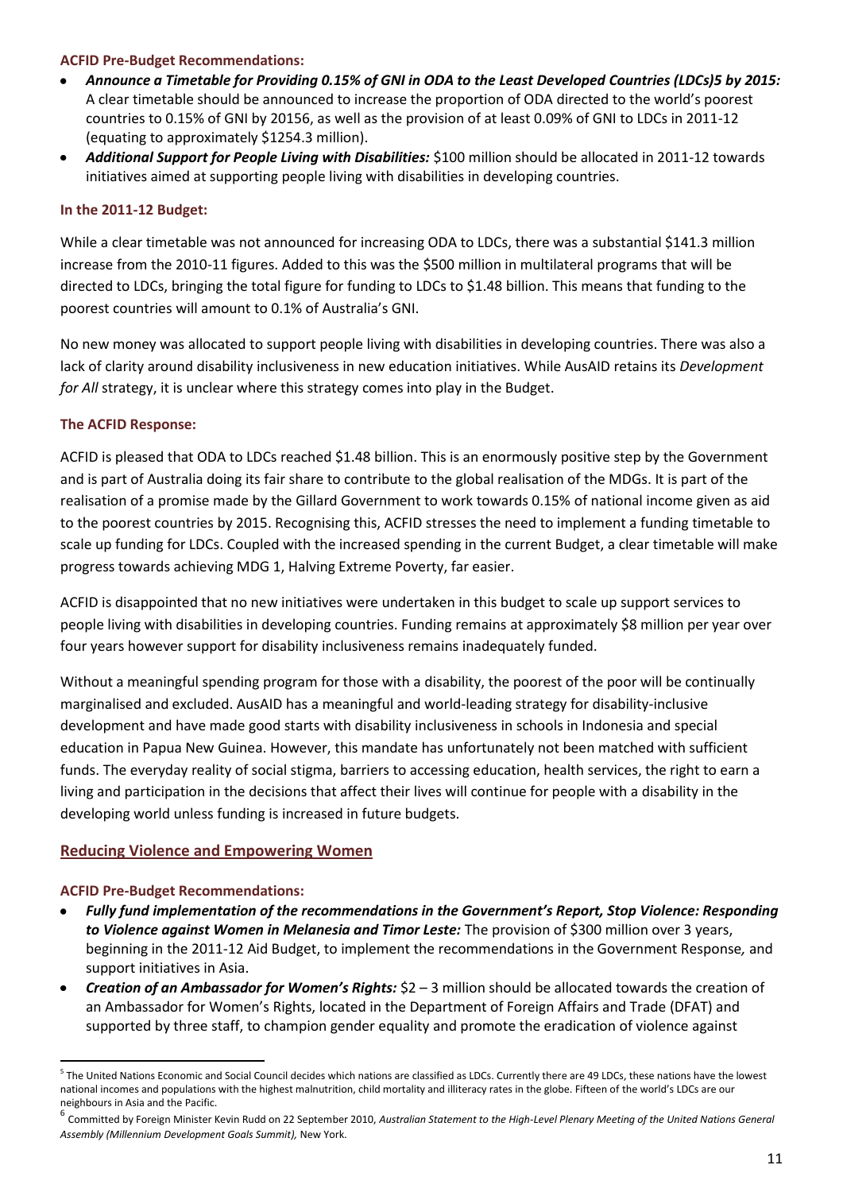**ACFID Pre-Budget Recommendations:**

- ***Announce a Timetable for Providing 0.15% of GNI in ODA to the Least Developed Countries (LDCs)[5] by 2015:*** A clear timetable should be announced to increase the proportion of ODA directed to the world's poorest countries to 0.15% of GNI by 2015[6], as well as the provision of at least 0.09% of GNI to LDCs in 2011-12 (equating to approximately $1254.3 million).
- ***Additional Support for People Living with Disabilities:*** $100 million should be allocated in 2011-12 towards initiatives aimed at supporting people living with disabilities in developing countries.

**In the 2011-12 Budget:**

While a clear timetable was not announced for increasing ODA to LDCs, there was a substantial $141.3 million increase from the 2010-11 figures. Added to this was the $500 million in multilateral programs that will be directed to LDCs, bringing the total figure for funding to LDCs to $1.48 billion. This means that funding to the poorest countries will amount to 0.1% of Australia's GNI.

No new money was allocated to support people living with disabilities in developing countries. There was also a lack of clarity around disability inclusiveness in new education initiatives. While AusAID retains its *Development for All* strategy, it is unclear where this strategy comes into play in the Budget.

**The ACFID Response:**

ACFID is pleased that ODA to LDCs reached $1.48 billion. This is an enormously positive step by the Government and is part of Australia doing its fair share to contribute to the global realisation of the MDGs. It is part of the realisation of a promise made by the Gillard Government to work towards 0.15% of national income given as aid to the poorest countries by 2015. Recognising this, ACFID stresses the need to implement a funding timetable to scale up funding for LDCs. Coupled with the increased spending in the current Budget, a clear timetable will make progress towards achieving MDG 1, Halving Extreme Poverty, far easier.

ACFID is disappointed that no new initiatives were undertaken in this budget to scale up support services to people living with disabilities in developing countries. Funding remains at approximately $8 million per year over four years however support for disability inclusiveness remains inadequately funded.

Without a meaningful spending program for those with a disability, the poorest of the poor will be continually marginalised and excluded. AusAID has a meaningful and world-leading strategy for disability-inclusive development and have made good starts with disability inclusiveness in schools in Indonesia and special education in Papua New Guinea. However, this mandate has unfortunately not been matched with sufficient funds. The everyday reality of social stigma, barriers to accessing education, health services, the right to earn a living and participation in the decisions that affect their lives will continue for people with a disability in the developing world unless funding is increased in future budgets.

## Reducing Violence and Empowering Women

**ACFID Pre-Budget Recommendations:**

- ***Fully fund implementation of the recommendations in the Government's Report, Stop Violence: Responding to Violence against Women in Melanesia and Timor Leste:*** The provision of $300 million over 3 years, beginning in the 2011-12 Aid Budget, to implement the recommendations in the Government Response*,* and support initiatives in Asia.
- ***Creation of an Ambassador for Women's Rights:*** $2 – 3 million should be allocated towards the creation of an Ambassador for Women's Rights, located in the Department of Foreign Affairs and Trade (DFAT) and supported by three staff, to champion gender equality and promote the eradication of violence against

---

[5] The United Nations Economic and Social Council decides which nations are classified as LDCs. Currently there are 49 LDCs, these nations have the lowest national incomes and populations with the highest malnutrition, child mortality and illiteracy rates in the globe. Fifteen of the world's LDCs are our neighbours in Asia and the Pacific.

[6] Committed by Foreign Minister Kevin Rudd on 22 September 2010, *Australian Statement to the High-Level Plenary Meeting of the United Nations General Assembly (Millennium Development Goals Summit),* New York.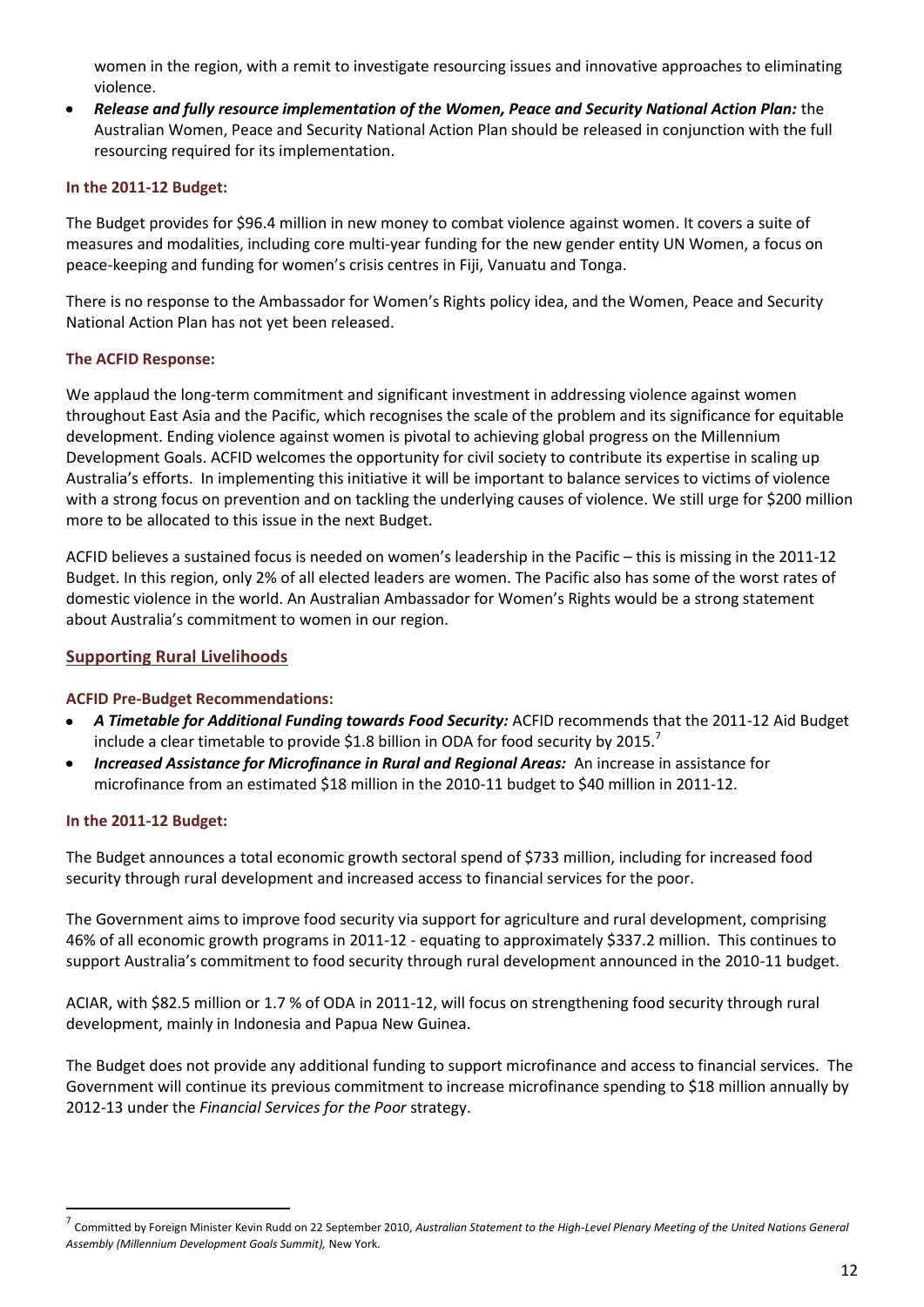women in the region, with a remit to investigate resourcing issues and innovative approaches to eliminating violence.

- ***Release and fully resource implementation of the Women, Peace and Security National Action Plan:*** the Australian Women, Peace and Security National Action Plan should be released in conjunction with the full resourcing required for its implementation.

**In the 2011-12 Budget:**

The Budget provides for $96.4 million in new money to combat violence against women. It covers a suite of measures and modalities, including core multi-year funding for the new gender entity UN Women, a focus on peace-keeping and funding for women's crisis centres in Fiji, Vanuatu and Tonga.

There is no response to the Ambassador for Women's Rights policy idea, and the Women, Peace and Security National Action Plan has not yet been released.

**The ACFID Response:**

We applaud the long-term commitment and significant investment in addressing violence against women throughout East Asia and the Pacific, which recognises the scale of the problem and its significance for equitable development. Ending violence against women is pivotal to achieving global progress on the Millennium Development Goals. ACFID welcomes the opportunity for civil society to contribute its expertise in scaling up Australia's efforts. In implementing this initiative it will be important to balance services to victims of violence with a strong focus on prevention and on tackling the underlying causes of violence. We still urge for $200 million more to be allocated to this issue in the next Budget.

ACFID believes a sustained focus is needed on women's leadership in the Pacific – this is missing in the 2011-12 Budget. In this region, only 2% of all elected leaders are women. The Pacific also has some of the worst rates of domestic violence in the world. An Australian Ambassador for Women's Rights would be a strong statement about Australia's commitment to women in our region.

## Supporting Rural Livelihoods

**ACFID Pre-Budget Recommendations:**

- ***A Timetable for Additional Funding towards Food Security:*** ACFID recommends that the 2011-12 Aid Budget include a clear timetable to provide $1.8 billion in ODA for food security by 2015.[7]
- ***Increased Assistance for Microfinance in Rural and Regional Areas:*** An increase in assistance for microfinance from an estimated $18 million in the 2010-11 budget to $40 million in 2011-12.

**In the 2011-12 Budget:**

The Budget announces a total economic growth sectoral spend of $733 million, including for increased food security through rural development and increased access to financial services for the poor.

The Government aims to improve food security via support for agriculture and rural development, comprising 46% of all economic growth programs in 2011-12 - equating to approximately $337.2 million. This continues to support Australia's commitment to food security through rural development announced in the 2010-11 budget.

ACIAR, with $82.5 million or 1.7 % of ODA in 2011-12, will focus on strengthening food security through rural development, mainly in Indonesia and Papua New Guinea.

The Budget does not provide any additional funding to support microfinance and access to financial services. The Government will continue its previous commitment to increase microfinance spending to $18 million annually by 2012-13 under the *Financial Services for the Poor* strategy.

---

[7] Committed by Foreign Minister Kevin Rudd on 22 September 2010, *Australian Statement to the High-Level Plenary Meeting of the United Nations General Assembly (Millennium Development Goals Summit),* New York.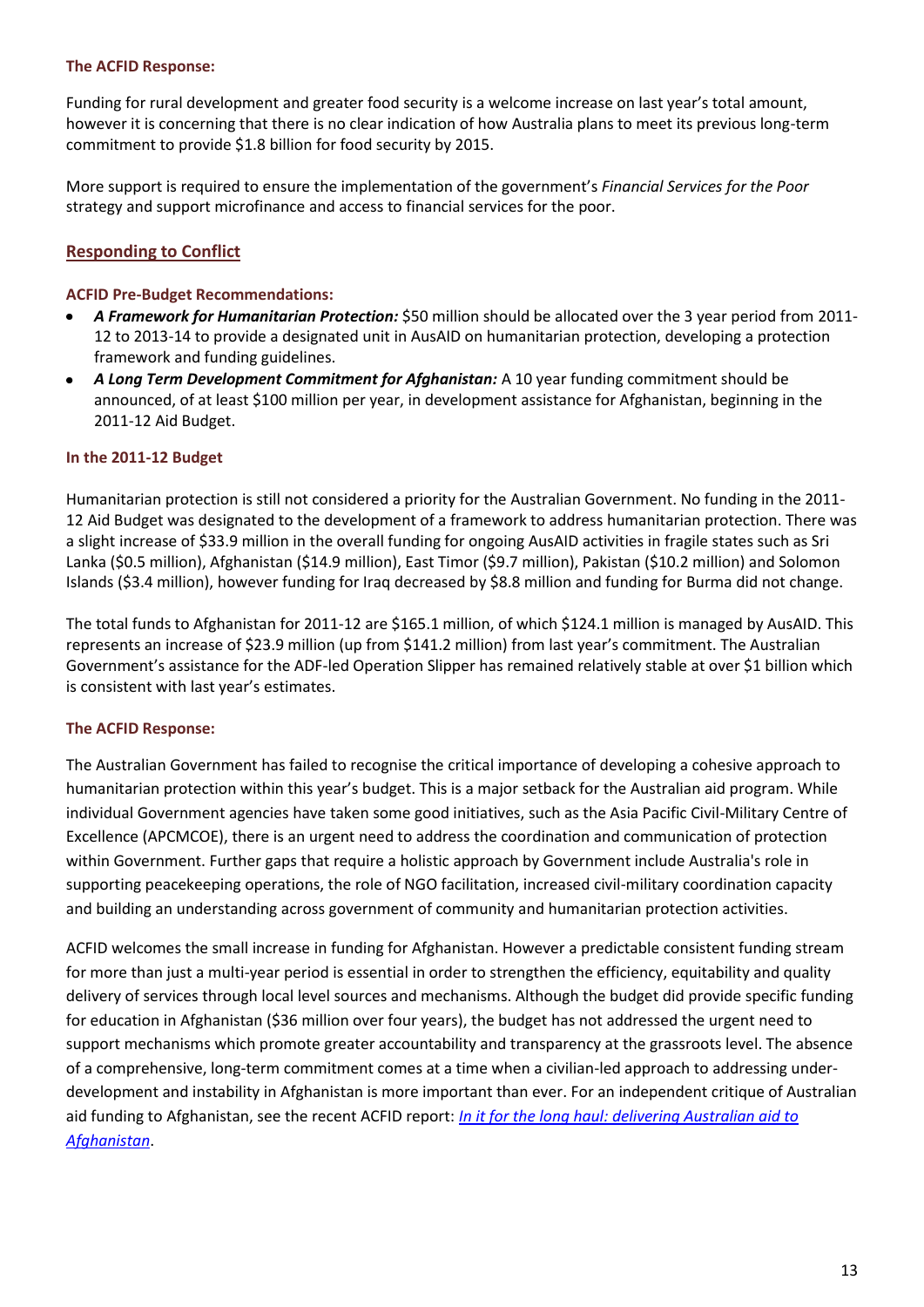**The ACFID Response:**

Funding for rural development and greater food security is a welcome increase on last year's total amount, however it is concerning that there is no clear indication of how Australia plans to meet its previous long-term commitment to provide $1.8 billion for food security by 2015.

More support is required to ensure the implementation of the government's *Financial Services for the Poor* strategy and support microfinance and access to financial services for the poor.

## Responding to Conflict

**ACFID Pre-Budget Recommendations:**

- ***A Framework for Humanitarian Protection:*** $50 million should be allocated over the 3 year period from 2011-12 to 2013-14 to provide a designated unit in AusAID on humanitarian protection, developing a protection framework and funding guidelines.
- ***A Long Term Development Commitment for Afghanistan:*** A 10 year funding commitment should be announced, of at least $100 million per year, in development assistance for Afghanistan, beginning in the 2011-12 Aid Budget.

**In the 2011-12 Budget**

Humanitarian protection is still not considered a priority for the Australian Government. No funding in the 2011-12 Aid Budget was designated to the development of a framework to address humanitarian protection. There was a slight increase of $33.9 million in the overall funding for ongoing AusAID activities in fragile states such as Sri Lanka ($0.5 million), Afghanistan ($14.9 million), East Timor ($9.7 million), Pakistan ($10.2 million) and Solomon Islands ($3.4 million), however funding for Iraq decreased by $8.8 million and funding for Burma did not change.

The total funds to Afghanistan for 2011-12 are $165.1 million, of which $124.1 million is managed by AusAID. This represents an increase of $23.9 million (up from $141.2 million) from last year's commitment. The Australian Government's assistance for the ADF-led Operation Slipper has remained relatively stable at over $1 billion which is consistent with last year's estimates.

**The ACFID Response:**

The Australian Government has failed to recognise the critical importance of developing a cohesive approach to humanitarian protection within this year's budget. This is a major setback for the Australian aid program. While individual Government agencies have taken some good initiatives, such as the Asia Pacific Civil-Military Centre of Excellence (APCMCOE), there is an urgent need to address the coordination and communication of protection within Government. Further gaps that require a holistic approach by Government include Australia's role in supporting peacekeeping operations, the role of NGO facilitation, increased civil-military coordination capacity and building an understanding across government of community and humanitarian protection activities.

ACFID welcomes the small increase in funding for Afghanistan. However a predictable consistent funding stream for more than just a multi-year period is essential in order to strengthen the efficiency, equitability and quality delivery of services through local level sources and mechanisms. Although the budget did provide specific funding for education in Afghanistan ($36 million over four years), the budget has not addressed the urgent need to support mechanisms which promote greater accountability and transparency at the grassroots level. The absence of a comprehensive, long-term commitment comes at a time when a civilian-led approach to addressing under-development and instability in Afghanistan is more important than ever. For an independent critique of Australian aid funding to Afghanistan, see the recent ACFID report: *In it for the long haul: delivering Australian aid to Afghanistan*.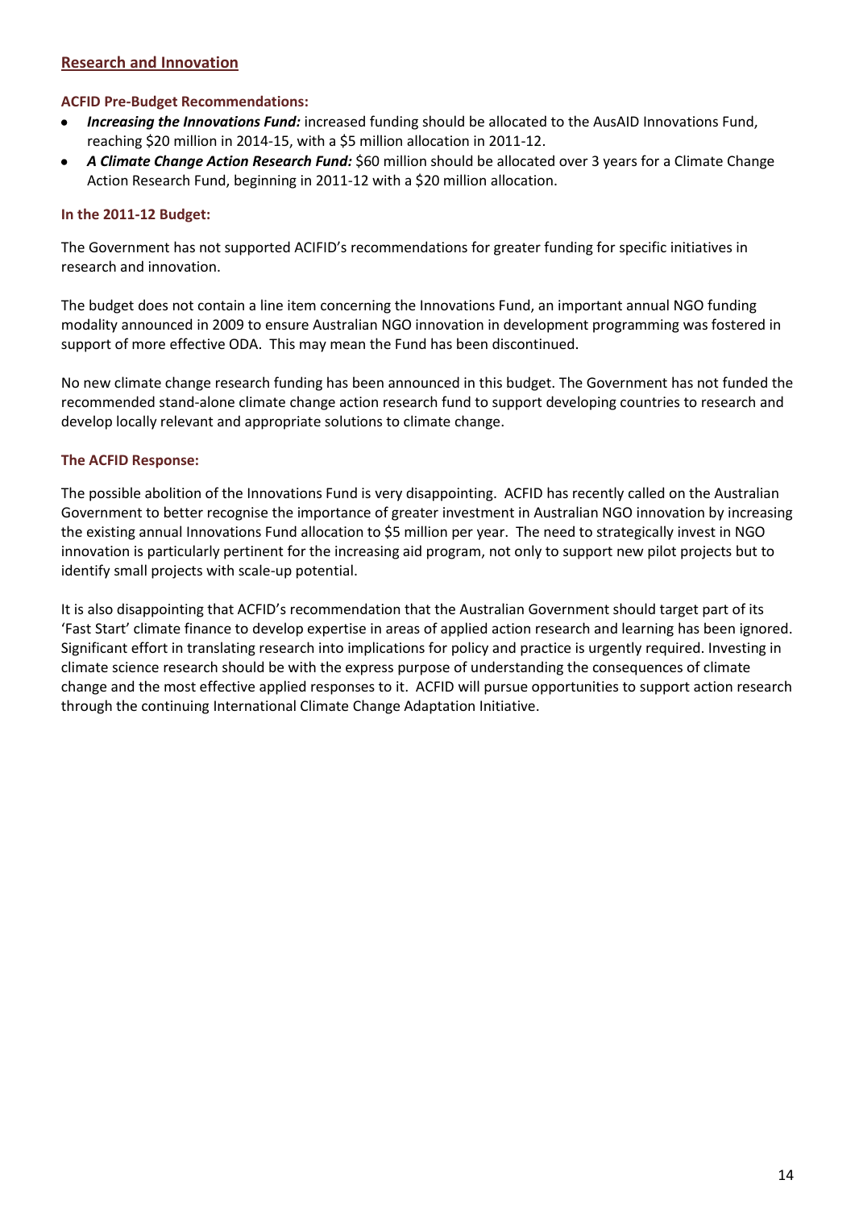## Research and Innovation

### ACFID Pre-Budget Recommendations:

- ***Increasing the Innovations Fund:*** increased funding should be allocated to the AusAID Innovations Fund, reaching \$20 million in 2014-15, with a \$5 million allocation in 2011-12.
- ***A Climate Change Action Research Fund:*** \$60 million should be allocated over 3 years for a Climate Change Action Research Fund, beginning in 2011-12 with a \$20 million allocation.

### In the 2011-12 Budget:

The Government has not supported ACIFID's recommendations for greater funding for specific initiatives in research and innovation.

The budget does not contain a line item concerning the Innovations Fund, an important annual NGO funding modality announced in 2009 to ensure Australian NGO innovation in development programming was fostered in support of more effective ODA. This may mean the Fund has been discontinued.

No new climate change research funding has been announced in this budget. The Government has not funded the recommended stand-alone climate change action research fund to support developing countries to research and develop locally relevant and appropriate solutions to climate change.

### The ACFID Response:

The possible abolition of the Innovations Fund is very disappointing. ACFID has recently called on the Australian Government to better recognise the importance of greater investment in Australian NGO innovation by increasing the existing annual Innovations Fund allocation to \$5 million per year. The need to strategically invest in NGO innovation is particularly pertinent for the increasing aid program, not only to support new pilot projects but to identify small projects with scale-up potential.

It is also disappointing that ACFID's recommendation that the Australian Government should target part of its 'Fast Start' climate finance to develop expertise in areas of applied action research and learning has been ignored. Significant effort in translating research into implications for policy and practice is urgently required. Investing in climate science research should be with the express purpose of understanding the consequences of climate change and the most effective applied responses to it. ACFID will pursue opportunities to support action research through the continuing International Climate Change Adaptation Initiative.